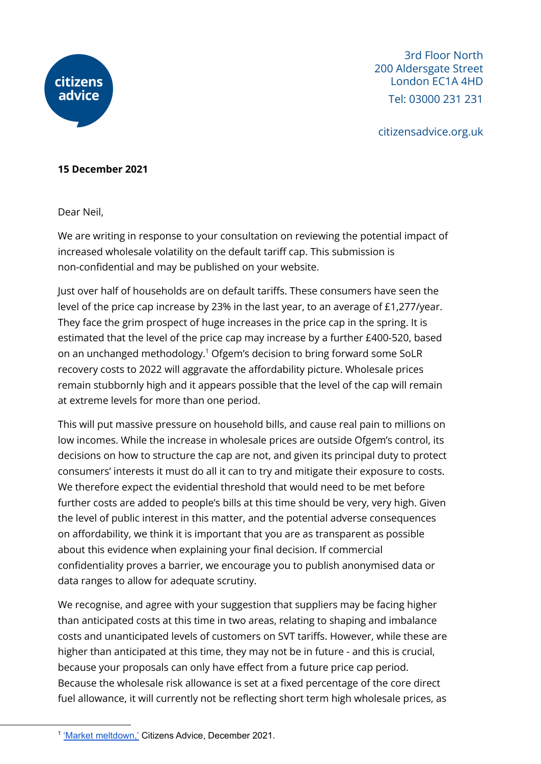citizens advice

3rd Floor North
200 Aldersgate Street
London EC1A 4HD
Tel: 03000 231 231

citizensadvice.org.uk

**15 December 2021**

Dear Neil,

We are writing in response to your consultation on reviewing the potential impact of increased wholesale volatility on the default tariff cap. This submission is non-confidential and may be published on your website.

Just over half of households are on default tariffs. These consumers have seen the level of the price cap increase by 23% in the last year, to an average of £1,277/year. They face the grim prospect of huge increases in the price cap in the spring. It is estimated that the level of the price cap may increase by a further £400-520, based on an unchanged methodology.[1] Ofgem's decision to bring forward some SoLR recovery costs to 2022 will aggravate the affordability picture. Wholesale prices remain stubbornly high and it appears possible that the level of the cap will remain at extreme levels for more than one period.

This will put massive pressure on household bills, and cause real pain to millions on low incomes. While the increase in wholesale prices are outside Ofgem's control, its decisions on how to structure the cap are not, and given its principal duty to protect consumers' interests it must do all it can to try and mitigate their exposure to costs. We therefore expect the evidential threshold that would need to be met before further costs are added to people's bills at this time should be very, very high. Given the level of public interest in this matter, and the potential adverse consequences on affordability, we think it is important that you are as transparent as possible about this evidence when explaining your final decision. If commercial confidentiality proves a barrier, we encourage you to publish anonymised data or data ranges to allow for adequate scrutiny.

We recognise, and agree with your suggestion that suppliers may be facing higher than anticipated costs at this time in two areas, relating to shaping and imbalance costs and unanticipated levels of customers on SVT tariffs. However, while these are higher than anticipated at this time, they may not be in future - and this is crucial, because your proposals can only have effect from a future price cap period. Because the wholesale risk allowance is set at a fixed percentage of the core direct fuel allowance, it will currently not be reflecting short term high wholesale prices, as

[1] 'Market meltdown,' Citizens Advice, December 2021.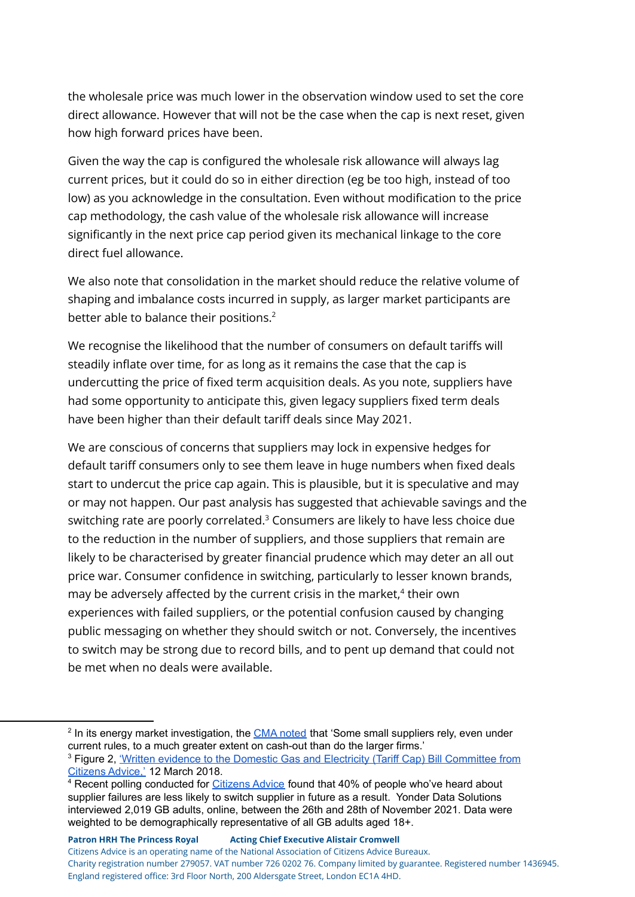the wholesale price was much lower in the observation window used to set the core direct allowance. However that will not be the case when the cap is next reset, given how high forward prices have been.

Given the way the cap is configured the wholesale risk allowance will always lag current prices, but it could do so in either direction (eg be too high, instead of too low) as you acknowledge in the consultation. Even without modification to the price cap methodology, the cash value of the wholesale risk allowance will increase significantly in the next price cap period given its mechanical linkage to the core direct fuel allowance.

We also note that consolidation in the market should reduce the relative volume of shaping and imbalance costs incurred in supply, as larger market participants are better able to balance their positions.[2]

We recognise the likelihood that the number of consumers on default tariffs will steadily inflate over time, for as long as it remains the case that the cap is undercutting the price of fixed term acquisition deals. As you note, suppliers have had some opportunity to anticipate this, given legacy suppliers fixed term deals have been higher than their default tariff deals since May 2021.

We are conscious of concerns that suppliers may lock in expensive hedges for default tariff consumers only to see them leave in huge numbers when fixed deals start to undercut the price cap again. This is plausible, but it is speculative and may or may not happen. Our past analysis has suggested that achievable savings and the switching rate are poorly correlated.[3] Consumers are likely to have less choice due to the reduction in the number of suppliers, and those suppliers that remain are likely to be characterised by greater financial prudence which may deter an all out price war. Consumer confidence in switching, particularly to lesser known brands, may be adversely affected by the current crisis in the market,[4] their own experiences with failed suppliers, or the potential confusion caused by changing public messaging on whether they should switch or not. Conversely, the incentives to switch may be strong due to record bills, and to pent up demand that could not be met when no deals were available.

---

[2] In its energy market investigation, the CMA noted that 'Some small suppliers rely, even under current rules, to a much greater extent on cash-out than do the larger firms.'

[3] Figure 2, 'Written evidence to the Domestic Gas and Electricity (Tariff Cap) Bill Committee from Citizens Advice,' 12 March 2018.

[4] Recent polling conducted for Citizens Advice found that 40% of people who've heard about supplier failures are less likely to switch supplier in future as a result. Yonder Data Solutions interviewed 2,019 GB adults, online, between the 26th and 28th of November 2021. Data were weighted to be demographically representative of all GB adults aged 18+.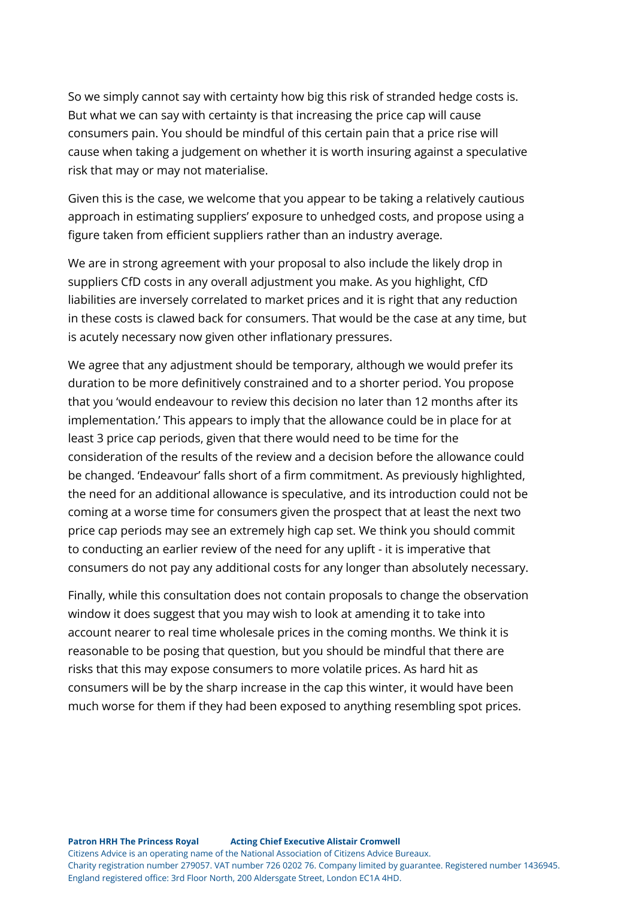So we simply cannot say with certainty how big this risk of stranded hedge costs is. But what we can say with certainty is that increasing the price cap will cause consumers pain. You should be mindful of this certain pain that a price rise will cause when taking a judgement on whether it is worth insuring against a speculative risk that may or may not materialise.

Given this is the case, we welcome that you appear to be taking a relatively cautious approach in estimating suppliers' exposure to unhedged costs, and propose using a figure taken from efficient suppliers rather than an industry average.

We are in strong agreement with your proposal to also include the likely drop in suppliers CfD costs in any overall adjustment you make. As you highlight, CfD liabilities are inversely correlated to market prices and it is right that any reduction in these costs is clawed back for consumers. That would be the case at any time, but is acutely necessary now given other inflationary pressures.

We agree that any adjustment should be temporary, although we would prefer its duration to be more definitively constrained and to a shorter period. You propose that you 'would endeavour to review this decision no later than 12 months after its implementation.' This appears to imply that the allowance could be in place for at least 3 price cap periods, given that there would need to be time for the consideration of the results of the review and a decision before the allowance could be changed. 'Endeavour' falls short of a firm commitment. As previously highlighted, the need for an additional allowance is speculative, and its introduction could not be coming at a worse time for consumers given the prospect that at least the next two price cap periods may see an extremely high cap set. We think you should commit to conducting an earlier review of the need for any uplift - it is imperative that consumers do not pay any additional costs for any longer than absolutely necessary.

Finally, while this consultation does not contain proposals to change the observation window it does suggest that you may wish to look at amending it to take into account nearer to real time wholesale prices in the coming months. We think it is reasonable to be posing that question, but you should be mindful that there are risks that this may expose consumers to more volatile prices. As hard hit as consumers will be by the sharp increase in the cap this winter, it would have been much worse for them if they had been exposed to anything resembling spot prices.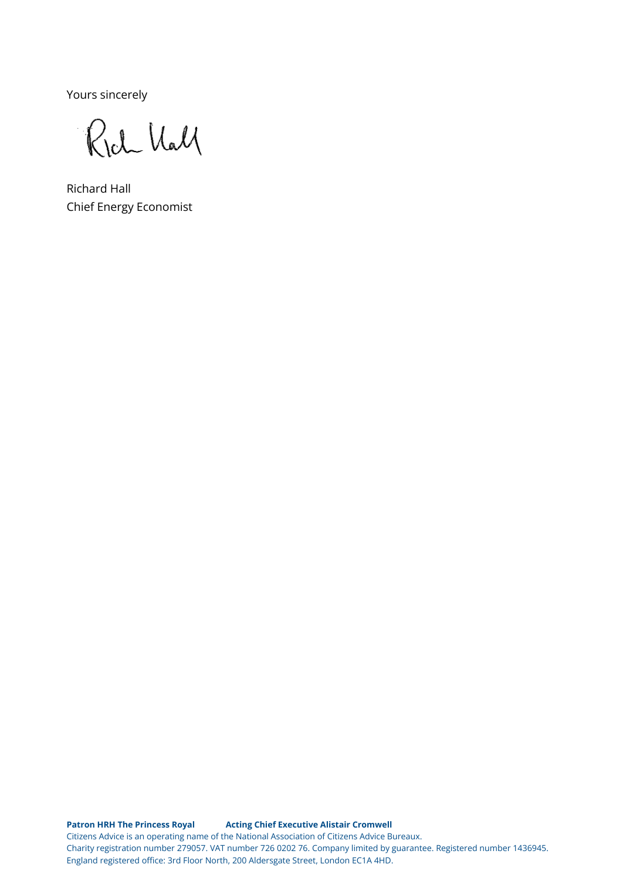Yours sincerely

Richard Hall
Chief Energy Economist

**Patron HRH The Princess Royal** **Acting Chief Executive Alistair Cromwell**
Citizens Advice is an operating name of the National Association of Citizens Advice Bureaux.
Charity registration number 279057. VAT number 726 0202 76. Company limited by guarantee. Registered number 1436945.
England registered office: 3rd Floor North, 200 Aldersgate Street, London EC1A 4HD.